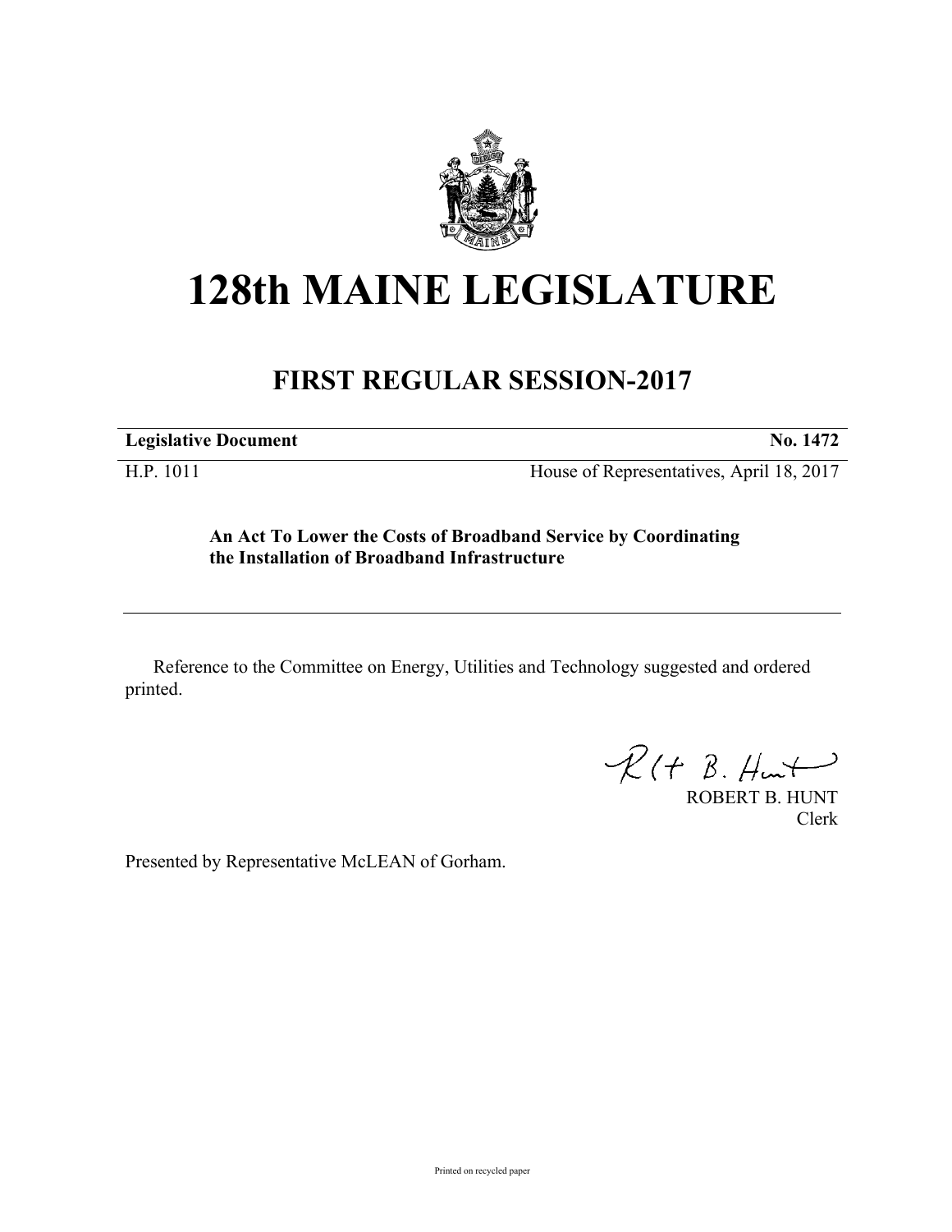# 128th MAINE LEGISLATURE

## FIRST REGULAR SESSION-2017

**Legislative Document** **No. 1472**

H.P. 1011 House of Representatives, April 18, 2017

**An Act To Lower the Costs of Broadband Service by Coordinating the Installation of Broadband Infrastructure**

Reference to the Committee on Energy, Utilities and Technology suggested and ordered printed.

ROBERT B. HUNT
Clerk

Presented by Representative McLEAN of Gorham.

Printed on recycled paper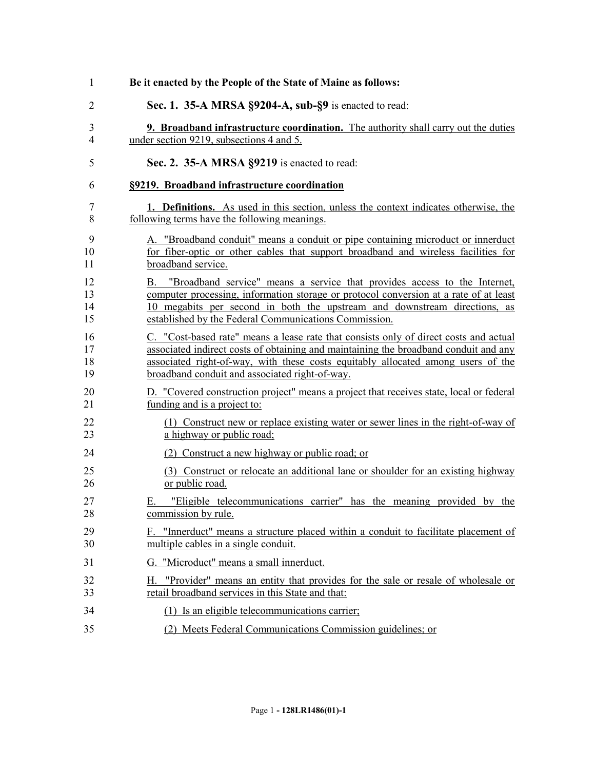**Be it enacted by the People of the State of Maine as follows:**

**Sec. 1. 35-A MRSA §9204-A, sub-§9** is enacted to read:

**9. Broadband infrastructure coordination.** The authority shall carry out the duties under section 9219, subsections 4 and 5.

**Sec. 2. 35-A MRSA §9219** is enacted to read:

**§9219. Broadband infrastructure coordination**

**1. Definitions.** As used in this section, unless the context indicates otherwise, the following terms have the following meanings.

A. "Broadband conduit" means a conduit or pipe containing microduct or innerduct for fiber-optic or other cables that support broadband and wireless facilities for broadband service.

B. "Broadband service" means a service that provides access to the Internet, computer processing, information storage or protocol conversion at a rate of at least 10 megabits per second in both the upstream and downstream directions, as established by the Federal Communications Commission.

C. "Cost-based rate" means a lease rate that consists only of direct costs and actual associated indirect costs of obtaining and maintaining the broadband conduit and any associated right-of-way, with these costs equitably allocated among users of the broadband conduit and associated right-of-way.

D. "Covered construction project" means a project that receives state, local or federal funding and is a project to:

(1) Construct new or replace existing water or sewer lines in the right-of-way of a highway or public road;

(2) Construct a new highway or public road; or

(3) Construct or relocate an additional lane or shoulder for an existing highway or public road.

E. "Eligible telecommunications carrier" has the meaning provided by the commission by rule.

F. "Innerduct" means a structure placed within a conduit to facilitate placement of multiple cables in a single conduit.

G. "Microduct" means a small innerduct.

H. "Provider" means an entity that provides for the sale or resale of wholesale or retail broadband services in this State and that:

(1) Is an eligible telecommunications carrier;

(2) Meets Federal Communications Commission guidelines; or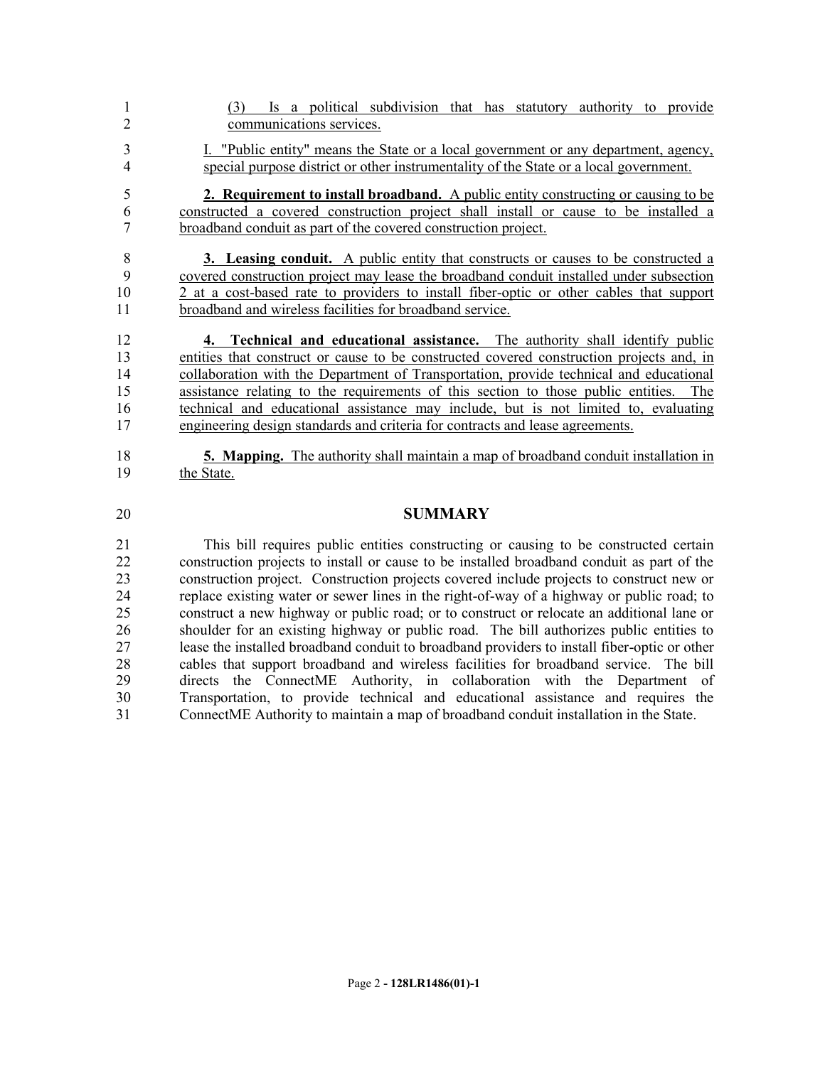(3) Is a political subdivision that has statutory authority to provide communications services.

I. "Public entity" means the State or a local government or any department, agency, special purpose district or other instrumentality of the State or a local government.

**2. Requirement to install broadband.** A public entity constructing or causing to be constructed a covered construction project shall install or cause to be installed a broadband conduit as part of the covered construction project.

**3. Leasing conduit.** A public entity that constructs or causes to be constructed a covered construction project may lease the broadband conduit installed under subsection 2 at a cost-based rate to providers to install fiber-optic or other cables that support broadband and wireless facilities for broadband service.

**4. Technical and educational assistance.** The authority shall identify public entities that construct or cause to be constructed covered construction projects and, in collaboration with the Department of Transportation, provide technical and educational assistance relating to the requirements of this section to those public entities. The technical and educational assistance may include, but is not limited to, evaluating engineering design standards and criteria for contracts and lease agreements.

**5. Mapping.** The authority shall maintain a map of broadband conduit installation in the State.

## SUMMARY

This bill requires public entities constructing or causing to be constructed certain construction projects to install or cause to be installed broadband conduit as part of the construction project. Construction projects covered include projects to construct new or replace existing water or sewer lines in the right-of-way of a highway or public road; to construct a new highway or public road; or to construct or relocate an additional lane or shoulder for an existing highway or public road. The bill authorizes public entities to lease the installed broadband conduit to broadband providers to install fiber-optic or other cables that support broadband and wireless facilities for broadband service. The bill directs the ConnectME Authority, in collaboration with the Department of Transportation, to provide technical and educational assistance and requires the ConnectME Authority to maintain a map of broadband conduit installation in the State.